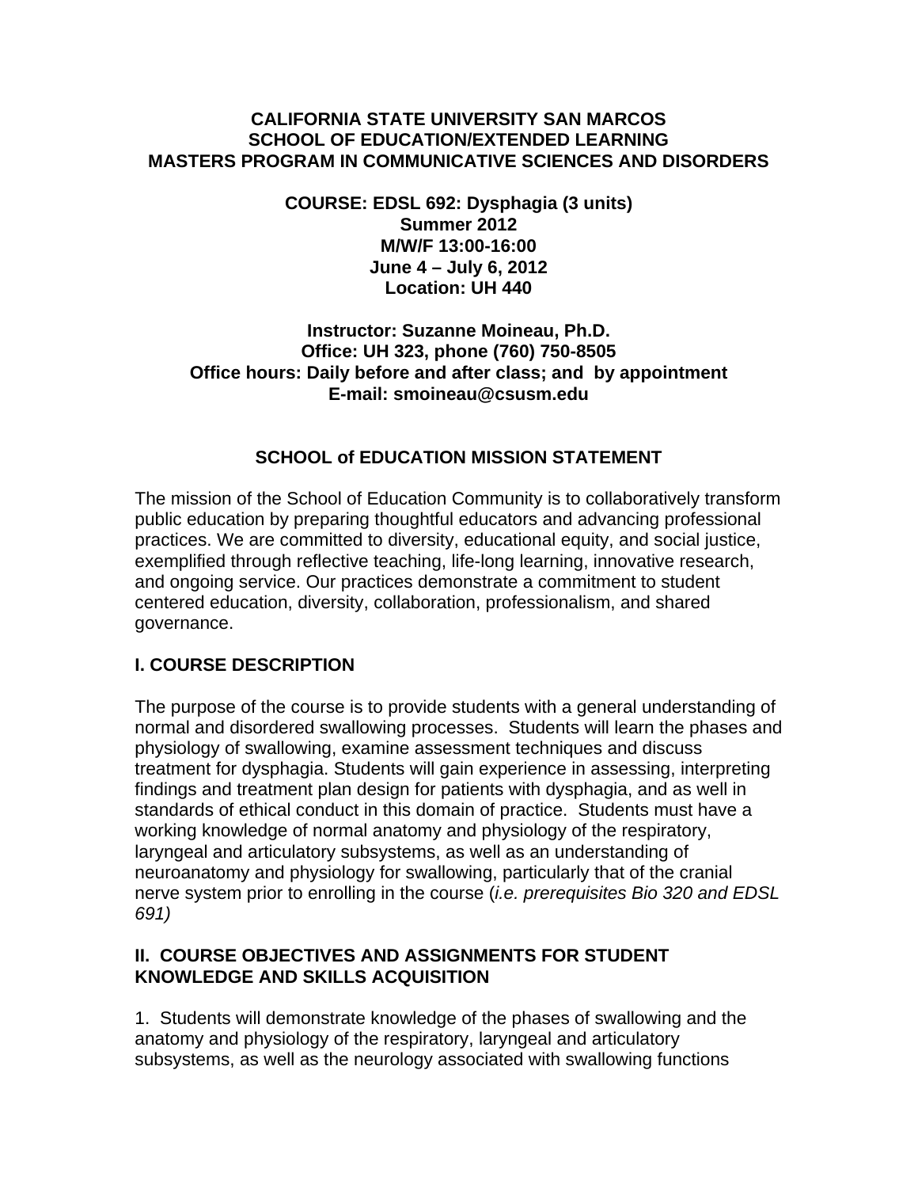**CALIFORNIA STATE UNIVERSITY SAN MARCOS**
**SCHOOL OF EDUCATION/EXTENDED LEARNING**
**MASTERS PROGRAM IN COMMUNICATIVE SCIENCES AND DISORDERS**

**COURSE: EDSL 692: Dysphagia (3 units)**
**Summer 2012**
**M/W/F 13:00-16:00**
**June 4 – July 6, 2012**
**Location: UH 440**

**Instructor: Suzanne Moineau, Ph.D.**
**Office: UH 323, phone (760) 750-8505**
**Office hours: Daily before and after class; and by appointment**
**E-mail: smoineau@csusm.edu**

## SCHOOL of EDUCATION MISSION STATEMENT

The mission of the School of Education Community is to collaboratively transform public education by preparing thoughtful educators and advancing professional practices. We are committed to diversity, educational equity, and social justice, exemplified through reflective teaching, life-long learning, innovative research, and ongoing service. Our practices demonstrate a commitment to student centered education, diversity, collaboration, professionalism, and shared governance.

## I. COURSE DESCRIPTION

The purpose of the course is to provide students with a general understanding of normal and disordered swallowing processes. Students will learn the phases and physiology of swallowing, examine assessment techniques and discuss treatment for dysphagia. Students will gain experience in assessing, interpreting findings and treatment plan design for patients with dysphagia, and as well in standards of ethical conduct in this domain of practice. Students must have a working knowledge of normal anatomy and physiology of the respiratory, laryngeal and articulatory subsystems, as well as an understanding of neuroanatomy and physiology for swallowing, particularly that of the cranial nerve system prior to enrolling in the course (*i.e. prerequisites Bio 320 and EDSL 691)*

## II. COURSE OBJECTIVES AND ASSIGNMENTS FOR STUDENT KNOWLEDGE AND SKILLS ACQUISITION

1. Students will demonstrate knowledge of the phases of swallowing and the anatomy and physiology of the respiratory, laryngeal and articulatory subsystems, as well as the neurology associated with swallowing functions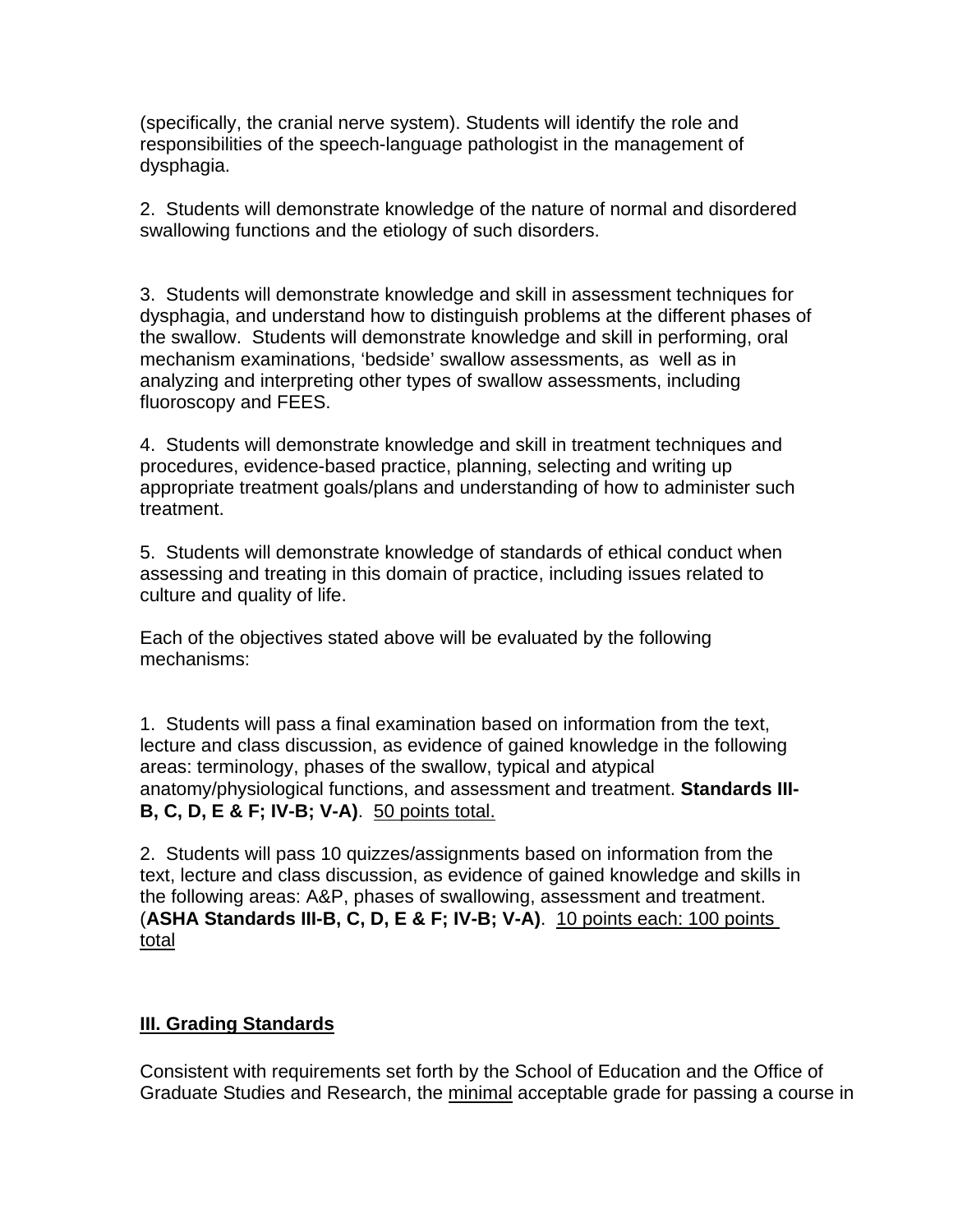(specifically, the cranial nerve system). Students will identify the role and responsibilities of the speech-language pathologist in the management of dysphagia.

2. Students will demonstrate knowledge of the nature of normal and disordered swallowing functions and the etiology of such disorders.

3. Students will demonstrate knowledge and skill in assessment techniques for dysphagia, and understand how to distinguish problems at the different phases of the swallow. Students will demonstrate knowledge and skill in performing, oral mechanism examinations, 'bedside' swallow assessments, as well as in analyzing and interpreting other types of swallow assessments, including fluoroscopy and FEES.

4. Students will demonstrate knowledge and skill in treatment techniques and procedures, evidence-based practice, planning, selecting and writing up appropriate treatment goals/plans and understanding of how to administer such treatment.

5. Students will demonstrate knowledge of standards of ethical conduct when assessing and treating in this domain of practice, including issues related to culture and quality of life.

Each of the objectives stated above will be evaluated by the following mechanisms:

1. Students will pass a final examination based on information from the text, lecture and class discussion, as evidence of gained knowledge in the following areas: terminology, phases of the swallow, typical and atypical anatomy/physiological functions, and assessment and treatment. **Standards III-B, C, D, E & F; IV-B; V-A)**. <u>50 points total.</u>

2. Students will pass 10 quizzes/assignments based on information from the text, lecture and class discussion, as evidence of gained knowledge and skills in the following areas: A&P, phases of swallowing, assessment and treatment. (**ASHA Standards III-B, C, D, E & F; IV-B; V-A)**. <u>10 points each: 100 points total</u>

## <u>III. Grading Standards</u>

Consistent with requirements set forth by the School of Education and the Office of Graduate Studies and Research, the <u>minimal</u> acceptable grade for passing a course in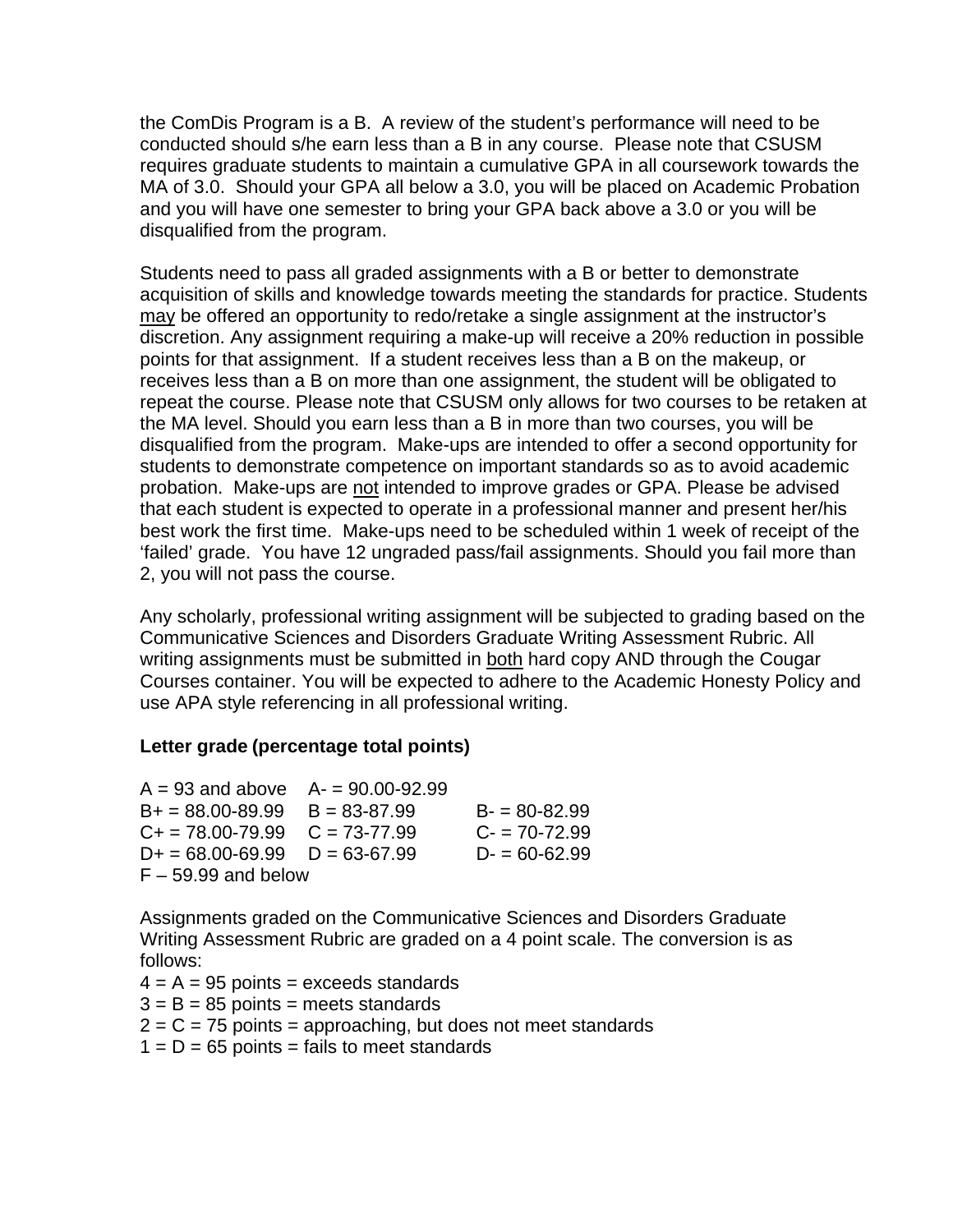the ComDis Program is a B. A review of the student's performance will need to be conducted should s/he earn less than a B in any course. Please note that CSUSM requires graduate students to maintain a cumulative GPA in all coursework towards the MA of 3.0. Should your GPA all below a 3.0, you will be placed on Academic Probation and you will have one semester to bring your GPA back above a 3.0 or you will be disqualified from the program.

Students need to pass all graded assignments with a B or better to demonstrate acquisition of skills and knowledge towards meeting the standards for practice. Students <u>may</u> be offered an opportunity to redo/retake a single assignment at the instructor's discretion. Any assignment requiring a make-up will receive a 20% reduction in possible points for that assignment. If a student receives less than a B on the makeup, or receives less than a B on more than one assignment, the student will be obligated to repeat the course. Please note that CSUSM only allows for two courses to be retaken at the MA level. Should you earn less than a B in more than two courses, you will be disqualified from the program. Make-ups are intended to offer a second opportunity for students to demonstrate competence on important standards so as to avoid academic probation. Make-ups are <u>not</u> intended to improve grades or GPA. Please be advised that each student is expected to operate in a professional manner and present her/his best work the first time. Make-ups need to be scheduled within 1 week of receipt of the 'failed' grade. You have 12 ungraded pass/fail assignments. Should you fail more than 2, you will not pass the course.

Any scholarly, professional writing assignment will be subjected to grading based on the Communicative Sciences and Disorders Graduate Writing Assessment Rubric. All writing assignments must be submitted in <u>both</u> hard copy AND through the Cougar Courses container. You will be expected to adhere to the Academic Honesty Policy and use APA style referencing in all professional writing.

**Letter grade (percentage total points)**

| | | |
|---|---|---|
| A = 93 and above | A- = 90.00-92.99 | |
| B+ = 88.00-89.99 | B = 83-87.99 | B- = 80-82.99 |
| C+ = 78.00-79.99 | C = 73-77.99 | C- = 70-72.99 |
| D+ = 68.00-69.99 | D = 63-67.99 | D- = 60-62.99 |
| F – 59.99 and below | | |

Assignments graded on the Communicative Sciences and Disorders Graduate Writing Assessment Rubric are graded on a 4 point scale. The conversion is as follows:

4 = A = 95 points = exceeds standards
3 = B = 85 points = meets standards
2 = C = 75 points = approaching, but does not meet standards
1 = D = 65 points = fails to meet standards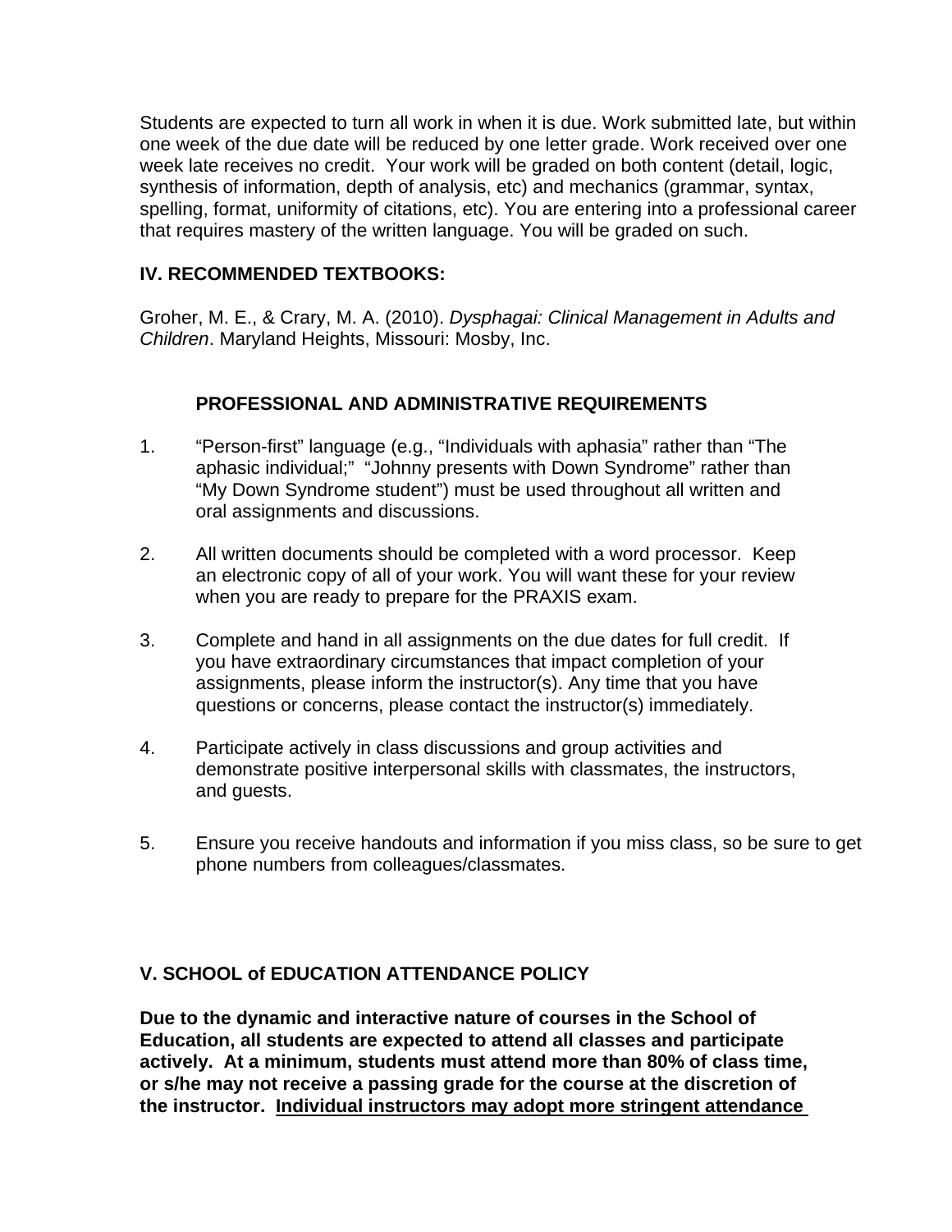Students are expected to turn all work in when it is due. Work submitted late, but within one week of the due date will be reduced by one letter grade. Work received over one week late receives no credit. Your work will be graded on both content (detail, logic, synthesis of information, depth of analysis, etc) and mechanics (grammar, syntax, spelling, format, uniformity of citations, etc). You are entering into a professional career that requires mastery of the written language. You will be graded on such.

## IV. RECOMMENDED TEXTBOOKS:

Groher, M. E., & Crary, M. A. (2010). *Dysphagai: Clinical Management in Adults and Children*. Maryland Heights, Missouri: Mosby, Inc.

### PROFESSIONAL AND ADMINISTRATIVE REQUIREMENTS

1. "Person-first" language (e.g., "Individuals with aphasia" rather than "The aphasic individual;" "Johnny presents with Down Syndrome" rather than "My Down Syndrome student") must be used throughout all written and oral assignments and discussions.

2. All written documents should be completed with a word processor. Keep an electronic copy of all of your work. You will want these for your review when you are ready to prepare for the PRAXIS exam.

3. Complete and hand in all assignments on the due dates for full credit. If you have extraordinary circumstances that impact completion of your assignments, please inform the instructor(s). Any time that you have questions or concerns, please contact the instructor(s) immediately.

4. Participate actively in class discussions and group activities and demonstrate positive interpersonal skills with classmates, the instructors, and guests.

5. Ensure you receive handouts and information if you miss class, so be sure to get phone numbers from colleagues/classmates.

## V. SCHOOL of EDUCATION ATTENDANCE POLICY

**Due to the dynamic and interactive nature of courses in the School of Education, all students are expected to attend all classes and participate actively. At a minimum, students must attend more than 80% of class time, or s/he may not receive a passing grade for the course at the discretion of the instructor. <u>Individual instructors may adopt more stringent attendance</u>**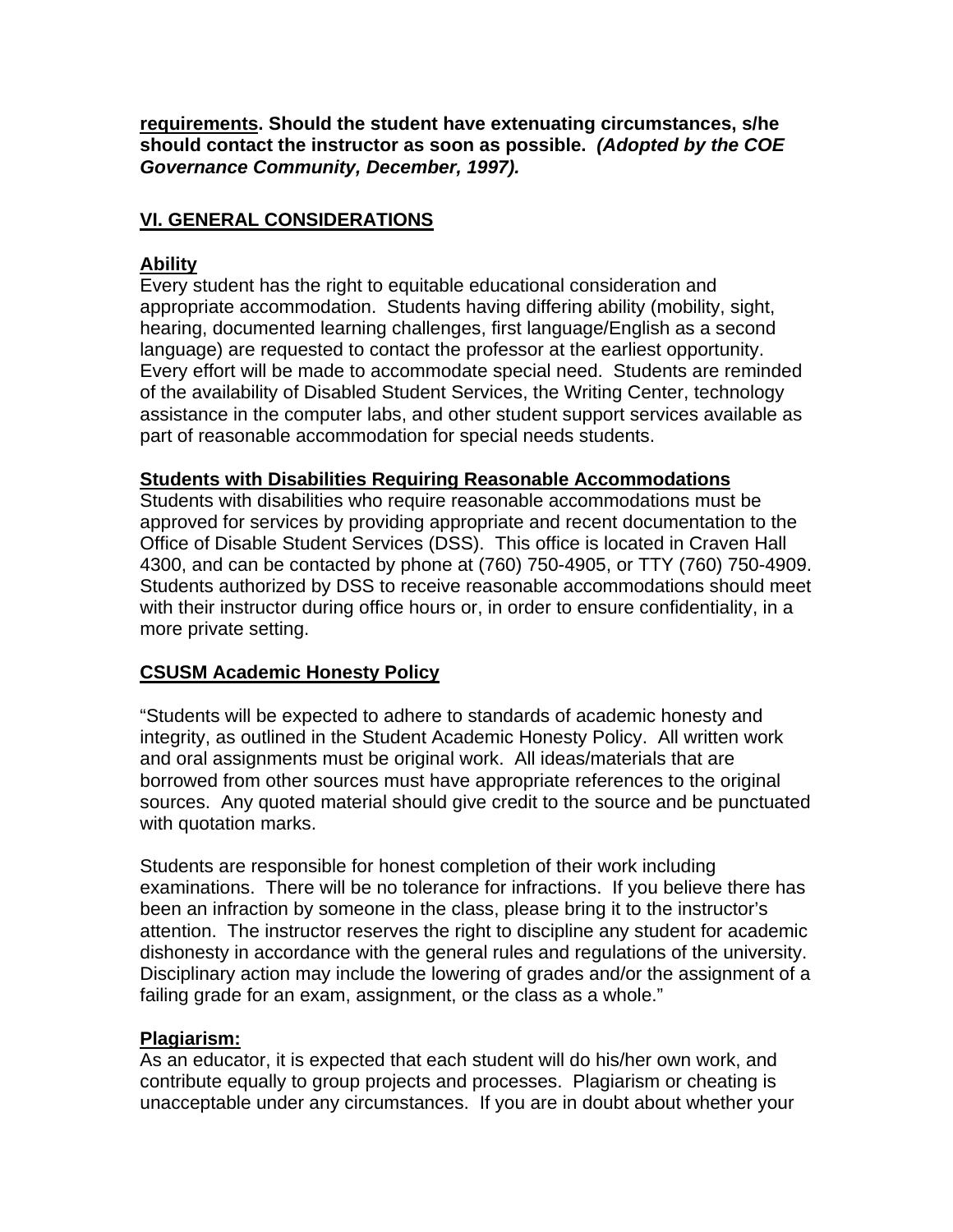**<u>requirements</u>. Should the student have extenuating circumstances, s/he should contact the instructor as soon as possible.** ***(Adopted by the COE Governance Community, December, 1997).***

## <u>VI. GENERAL CONSIDERATIONS</u>

### <u>Ability</u>

Every student has the right to equitable educational consideration and appropriate accommodation. Students having differing ability (mobility, sight, hearing, documented learning challenges, first language/English as a second language) are requested to contact the professor at the earliest opportunity. Every effort will be made to accommodate special need. Students are reminded of the availability of Disabled Student Services, the Writing Center, technology assistance in the computer labs, and other student support services available as part of reasonable accommodation for special needs students.

### <u>Students with Disabilities Requiring Reasonable Accommodations</u>

Students with disabilities who require reasonable accommodations must be approved for services by providing appropriate and recent documentation to the Office of Disable Student Services (DSS). This office is located in Craven Hall 4300, and can be contacted by phone at (760) 750-4905, or TTY (760) 750-4909. Students authorized by DSS to receive reasonable accommodations should meet with their instructor during office hours or, in order to ensure confidentiality, in a more private setting.

### <u>CSUSM Academic Honesty Policy</u>

"Students will be expected to adhere to standards of academic honesty and integrity, as outlined in the Student Academic Honesty Policy. All written work and oral assignments must be original work. All ideas/materials that are borrowed from other sources must have appropriate references to the original sources. Any quoted material should give credit to the source and be punctuated with quotation marks.

Students are responsible for honest completion of their work including examinations. There will be no tolerance for infractions. If you believe there has been an infraction by someone in the class, please bring it to the instructor's attention. The instructor reserves the right to discipline any student for academic dishonesty in accordance with the general rules and regulations of the university. Disciplinary action may include the lowering of grades and/or the assignment of a failing grade for an exam, assignment, or the class as a whole."

### <u>Plagiarism:</u>

As an educator, it is expected that each student will do his/her own work, and contribute equally to group projects and processes. Plagiarism or cheating is unacceptable under any circumstances. If you are in doubt about whether your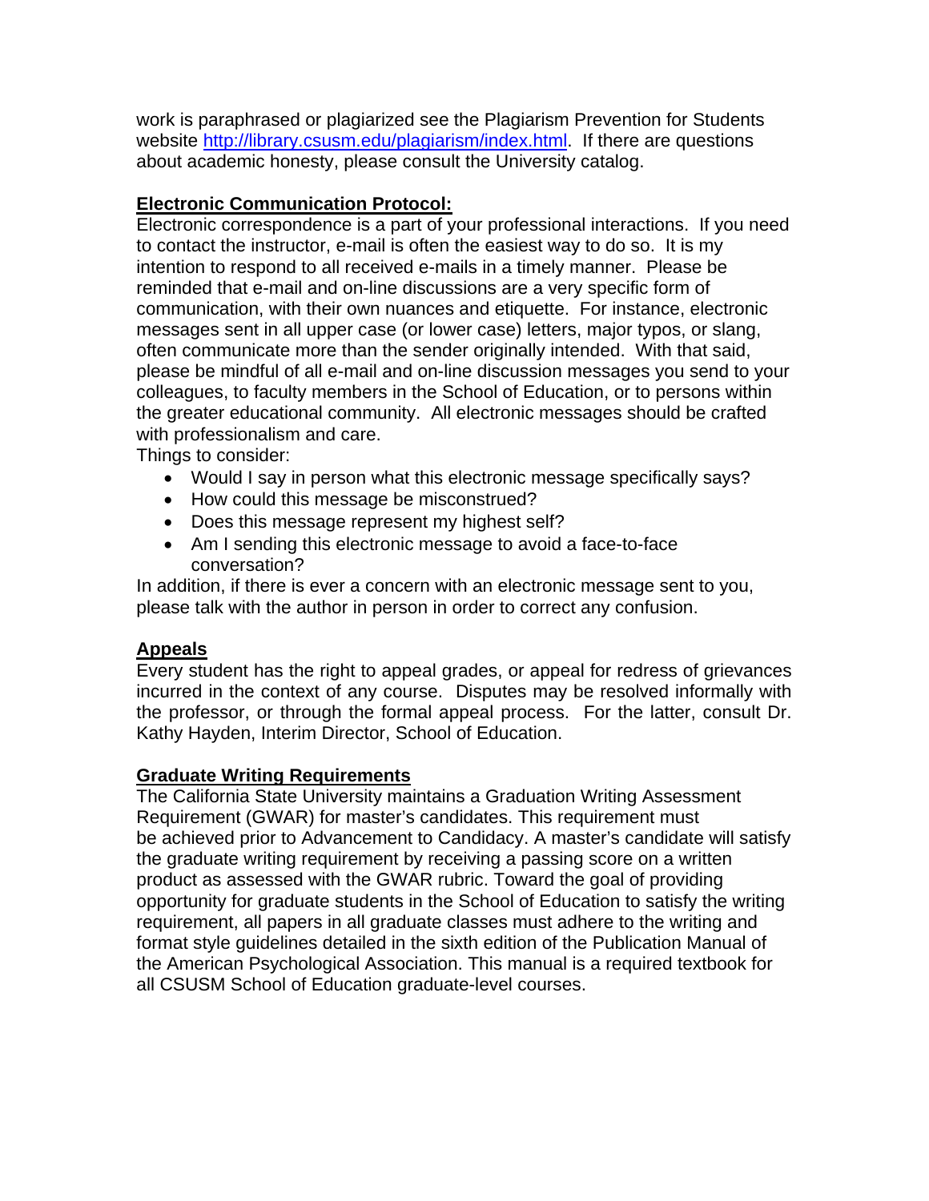work is paraphrased or plagiarized see the Plagiarism Prevention for Students website http://library.csusm.edu/plagiarism/index.html. If there are questions about academic honesty, please consult the University catalog.

## Electronic Communication Protocol:

Electronic correspondence is a part of your professional interactions. If you need to contact the instructor, e-mail is often the easiest way to do so. It is my intention to respond to all received e-mails in a timely manner. Please be reminded that e-mail and on-line discussions are a very specific form of communication, with their own nuances and etiquette. For instance, electronic messages sent in all upper case (or lower case) letters, major typos, or slang, often communicate more than the sender originally intended. With that said, please be mindful of all e-mail and on-line discussion messages you send to your colleagues, to faculty members in the School of Education, or to persons within the greater educational community. All electronic messages should be crafted with professionalism and care.

Things to consider:

- Would I say in person what this electronic message specifically says?
- How could this message be misconstrued?
- Does this message represent my highest self?
- Am I sending this electronic message to avoid a face-to-face conversation?

In addition, if there is ever a concern with an electronic message sent to you, please talk with the author in person in order to correct any confusion.

## Appeals

Every student has the right to appeal grades, or appeal for redress of grievances incurred in the context of any course. Disputes may be resolved informally with the professor, or through the formal appeal process. For the latter, consult Dr. Kathy Hayden, Interim Director, School of Education.

## Graduate Writing Requirements

The California State University maintains a Graduation Writing Assessment Requirement (GWAR) for master's candidates. This requirement must be achieved prior to Advancement to Candidacy. A master's candidate will satisfy the graduate writing requirement by receiving a passing score on a written product as assessed with the GWAR rubric. Toward the goal of providing opportunity for graduate students in the School of Education to satisfy the writing requirement, all papers in all graduate classes must adhere to the writing and format style guidelines detailed in the sixth edition of the Publication Manual of the American Psychological Association. This manual is a required textbook for all CSUSM School of Education graduate-level courses.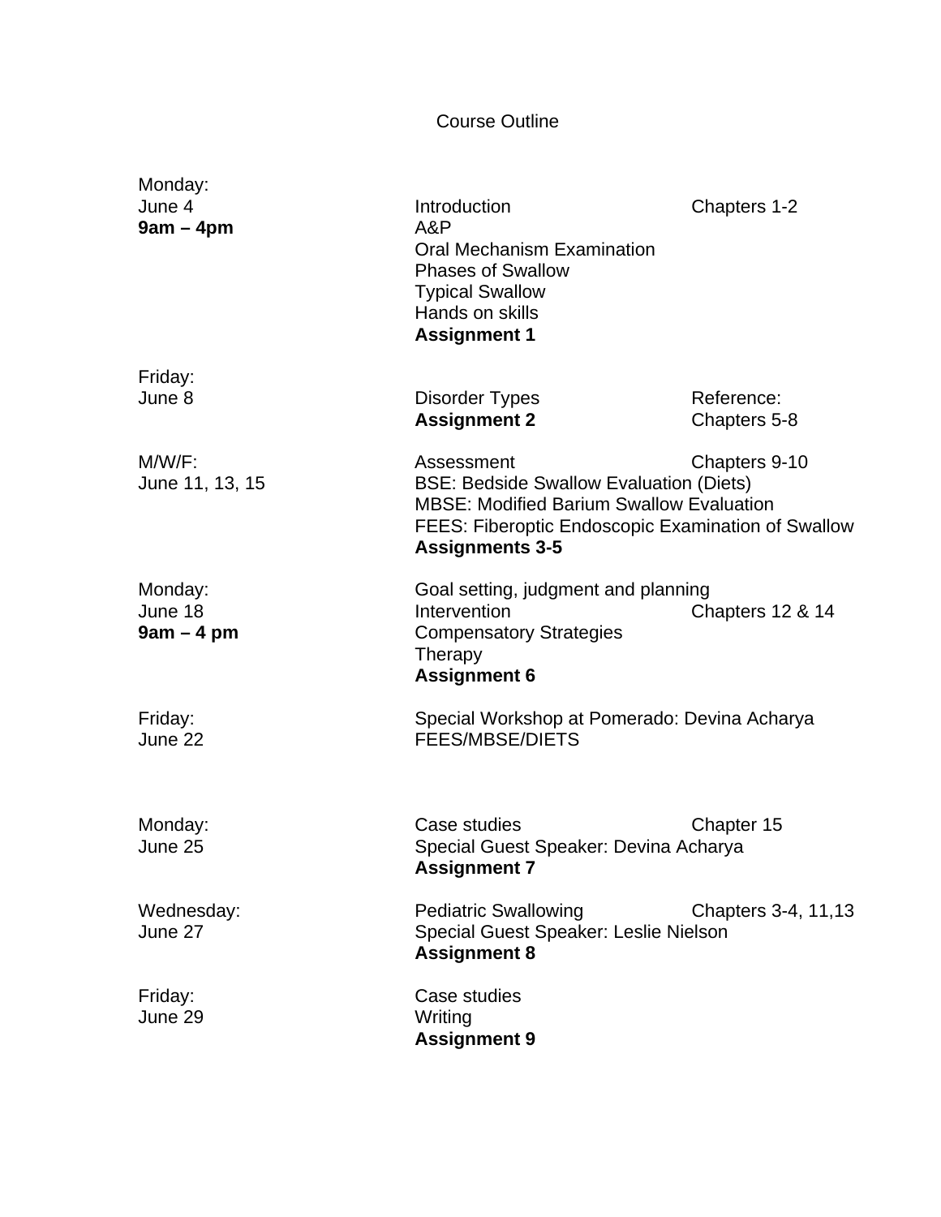# Course Outline

| Date | Topics | Chapters |
| --- | --- | --- |
| Monday:<br>June 4<br>**9am – 4pm** | Introduction<br>A&P<br>Oral Mechanism Examination<br>Phases of Swallow<br>Typical Swallow<br>Hands on skills<br>**Assignment 1** | Chapters 1-2 |
| Friday:<br>June 8 | Disorder Types<br>**Assignment 2** | Reference:<br>Chapters 5-8 |
| M/W/F:<br>June 11, 13, 15 | Assessment<br>BSE: Bedside Swallow Evaluation (Diets)<br>MBSE: Modified Barium Swallow Evaluation<br>FEES: Fiberoptic Endoscopic Examination of Swallow<br>**Assignments 3-5** | Chapters 9-10 |
| Monday:<br>June 18<br>**9am – 4 pm** | Goal setting, judgment and planning<br>Intervention<br>Compensatory Strategies<br>Therapy<br>**Assignment 6** | Chapters 12 & 14 |
| Friday:<br>June 22 | Special Workshop at Pomerado: Devina Acharya<br>FEES/MBSE/DIETS | |
| Monday:<br>June 25 | Case studies<br>Special Guest Speaker: Devina Acharya<br>**Assignment 7** | Chapter 15 |
| Wednesday:<br>June 27 | Pediatric Swallowing<br>Special Guest Speaker: Leslie Nielson<br>**Assignment 8** | Chapters 3-4, 11,13 |
| Friday:<br>June 29 | Case studies<br>Writing<br>**Assignment 9** | |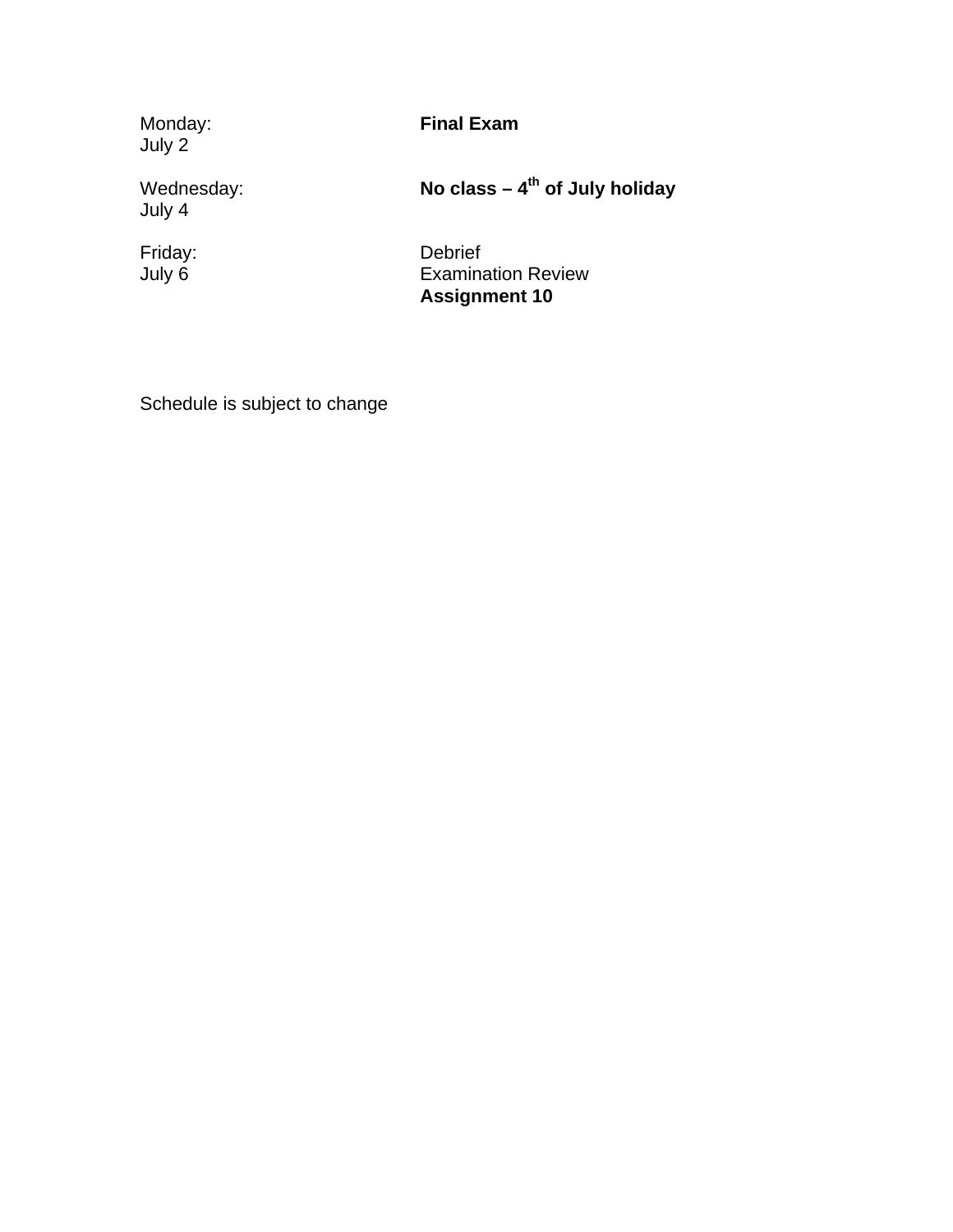| | |
|---|---|
| Monday:<br>July 2 | **Final Exam** |
| Wednesday:<br>July 4 | **No class – 4th of July holiday** |
| Friday:<br>July 6 | Debrief<br>Examination Review<br>**Assignment 10** |

Schedule is subject to change